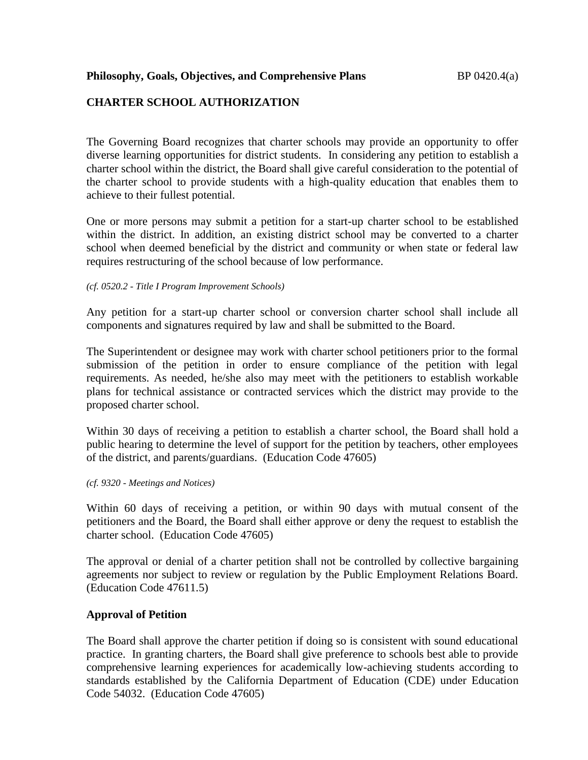**Philosophy, Goals, Objectives, and Comprehensive Plans** BP 0420.4(a)

## CHARTER SCHOOL AUTHORIZATION

The Governing Board recognizes that charter schools may provide an opportunity to offer diverse learning opportunities for district students. In considering any petition to establish a charter school within the district, the Board shall give careful consideration to the potential of the charter school to provide students with a high-quality education that enables them to achieve to their fullest potential.

One or more persons may submit a petition for a start-up charter school to be established within the district. In addition, an existing district school may be converted to a charter school when deemed beneficial by the district and community or when state or federal law requires restructuring of the school because of low performance.

*(cf. 0520.2 - Title I Program Improvement Schools)*

Any petition for a start-up charter school or conversion charter school shall include all components and signatures required by law and shall be submitted to the Board.

The Superintendent or designee may work with charter school petitioners prior to the formal submission of the petition in order to ensure compliance of the petition with legal requirements. As needed, he/she also may meet with the petitioners to establish workable plans for technical assistance or contracted services which the district may provide to the proposed charter school.

Within 30 days of receiving a petition to establish a charter school, the Board shall hold a public hearing to determine the level of support for the petition by teachers, other employees of the district, and parents/guardians. (Education Code 47605)

*(cf. 9320 - Meetings and Notices)*

Within 60 days of receiving a petition, or within 90 days with mutual consent of the petitioners and the Board, the Board shall either approve or deny the request to establish the charter school. (Education Code 47605)

The approval or denial of a charter petition shall not be controlled by collective bargaining agreements nor subject to review or regulation by the Public Employment Relations Board. (Education Code 47611.5)

### Approval of Petition

The Board shall approve the charter petition if doing so is consistent with sound educational practice. In granting charters, the Board shall give preference to schools best able to provide comprehensive learning experiences for academically low-achieving students according to standards established by the California Department of Education (CDE) under Education Code 54032. (Education Code 47605)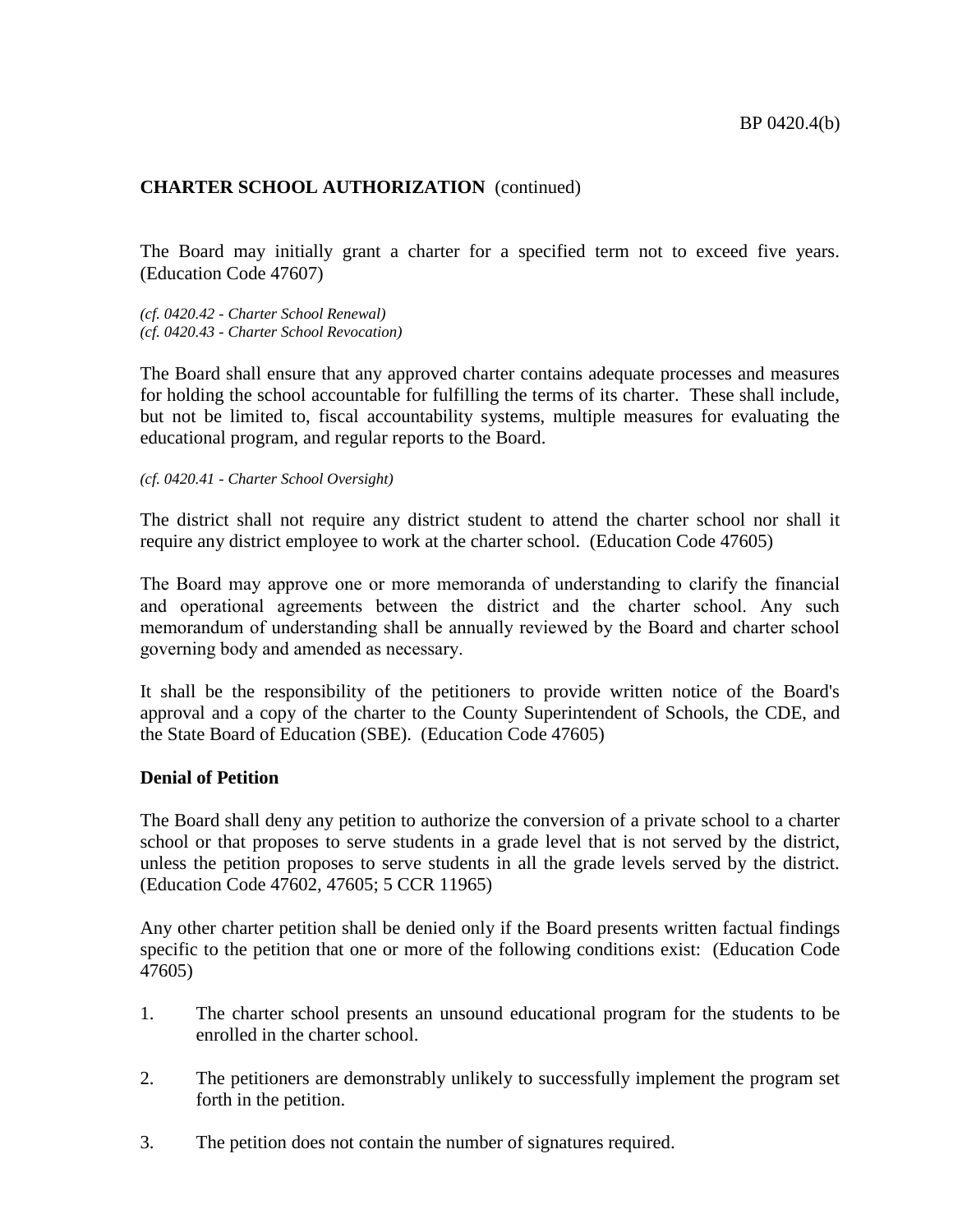## CHARTER SCHOOL AUTHORIZATION (continued)

The Board may initially grant a charter for a specified term not to exceed five years. (Education Code 47607)

*(cf. 0420.42 - Charter School Renewal)*
*(cf. 0420.43 - Charter School Revocation)*

The Board shall ensure that any approved charter contains adequate processes and measures for holding the school accountable for fulfilling the terms of its charter. These shall include, but not be limited to, fiscal accountability systems, multiple measures for evaluating the educational program, and regular reports to the Board.

*(cf. 0420.41 - Charter School Oversight)*

The district shall not require any district student to attend the charter school nor shall it require any district employee to work at the charter school. (Education Code 47605)

The Board may approve one or more memoranda of understanding to clarify the financial and operational agreements between the district and the charter school. Any such memorandum of understanding shall be annually reviewed by the Board and charter school governing body and amended as necessary.

It shall be the responsibility of the petitioners to provide written notice of the Board's approval and a copy of the charter to the County Superintendent of Schools, the CDE, and the State Board of Education (SBE). (Education Code 47605)

**Denial of Petition**

The Board shall deny any petition to authorize the conversion of a private school to a charter school or that proposes to serve students in a grade level that is not served by the district, unless the petition proposes to serve students in all the grade levels served by the district. (Education Code 47602, 47605; 5 CCR 11965)

Any other charter petition shall be denied only if the Board presents written factual findings specific to the petition that one or more of the following conditions exist: (Education Code 47605)

1. The charter school presents an unsound educational program for the students to be enrolled in the charter school.

2. The petitioners are demonstrably unlikely to successfully implement the program set forth in the petition.

3. The petition does not contain the number of signatures required.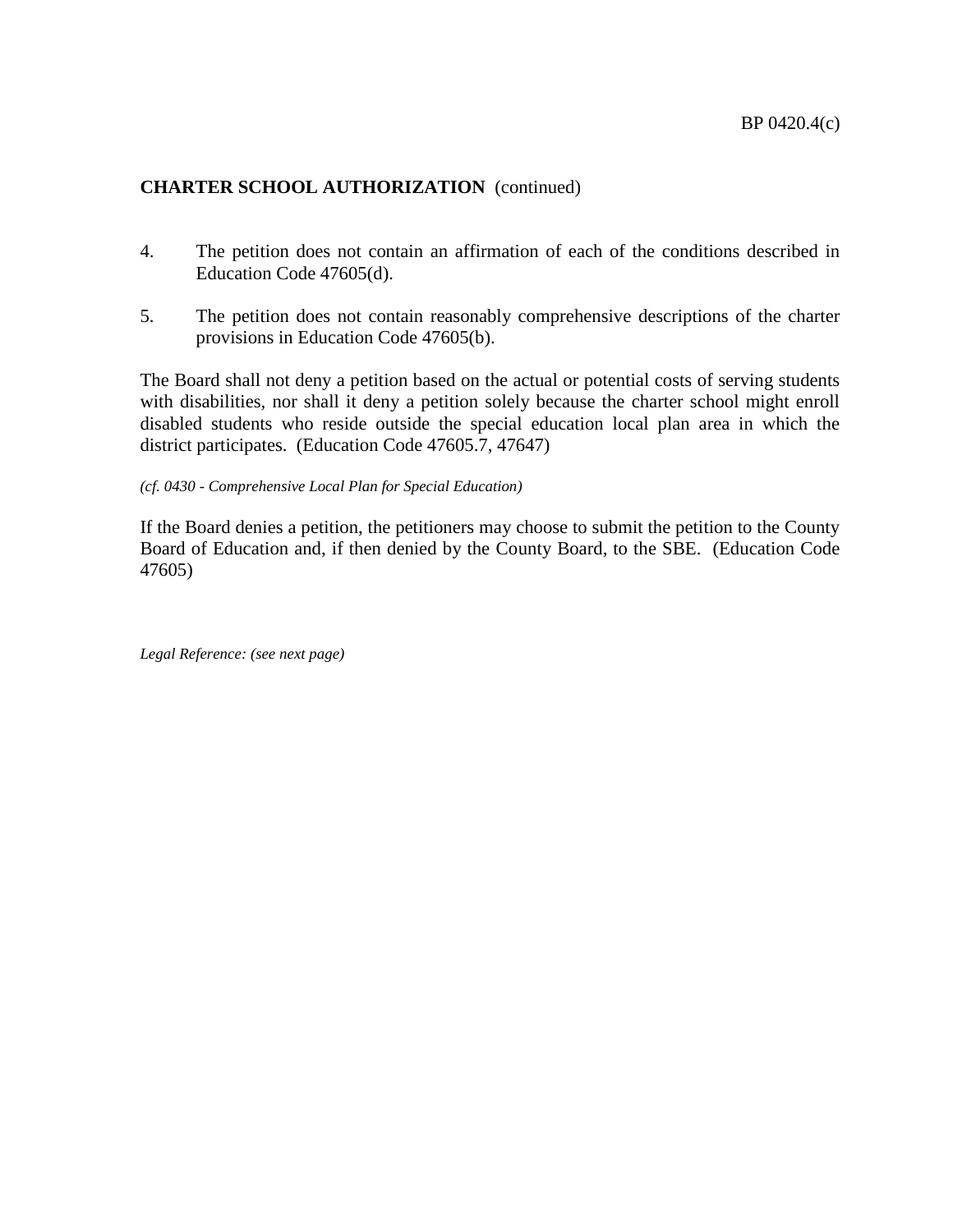**CHARTER SCHOOL AUTHORIZATION** (continued)

4. The petition does not contain an affirmation of each of the conditions described in Education Code 47605(d).

5. The petition does not contain reasonably comprehensive descriptions of the charter provisions in Education Code 47605(b).

The Board shall not deny a petition based on the actual or potential costs of serving students with disabilities, nor shall it deny a petition solely because the charter school might enroll disabled students who reside outside the special education local plan area in which the district participates. (Education Code 47605.7, 47647)

*(cf. 0430 - Comprehensive Local Plan for Special Education)*

If the Board denies a petition, the petitioners may choose to submit the petition to the County Board of Education and, if then denied by the County Board, to the SBE. (Education Code 47605)

*Legal Reference: (see next page)*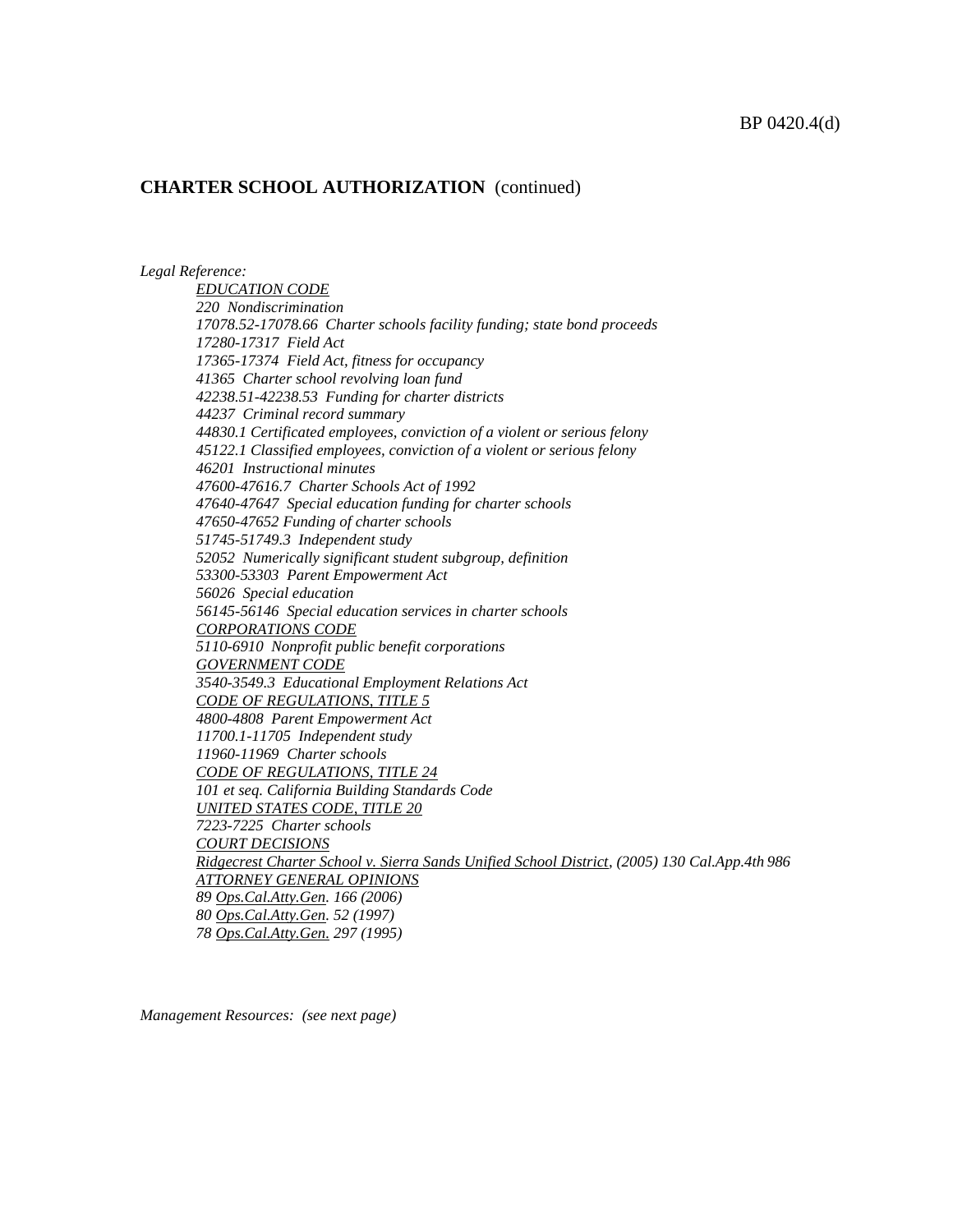**CHARTER SCHOOL AUTHORIZATION** (continued)

*Legal Reference:*

*EDUCATION CODE*
*220 Nondiscrimination*
*17078.52-17078.66 Charter schools facility funding; state bond proceeds*
*17280-17317 Field Act*
*17365-17374 Field Act, fitness for occupancy*
*41365 Charter school revolving loan fund*
*42238.51-42238.53 Funding for charter districts*
*44237 Criminal record summary*
*44830.1 Certificated employees, conviction of a violent or serious felony*
*45122.1 Classified employees, conviction of a violent or serious felony*
*46201 Instructional minutes*
*47600-47616.7 Charter Schools Act of 1992*
*47640-47647 Special education funding for charter schools*
*47650-47652 Funding of charter schools*
*51745-51749.3 Independent study*
*52052 Numerically significant student subgroup, definition*
*53300-53303 Parent Empowerment Act*
*56026 Special education*
*56145-56146 Special education services in charter schools*
*CORPORATIONS CODE*
*5110-6910 Nonprofit public benefit corporations*
*GOVERNMENT CODE*
*3540-3549.3 Educational Employment Relations Act*
*CODE OF REGULATIONS, TITLE 5*
*4800-4808 Parent Empowerment Act*
*11700.1-11705 Independent study*
*11960-11969 Charter schools*
*CODE OF REGULATIONS, TITLE 24*
*101 et seq. California Building Standards Code*
*UNITED STATES CODE, TITLE 20*
*7223-7225 Charter schools*
*COURT DECISIONS*
*Ridgecrest Charter School v. Sierra Sands Unified School District, (2005) 130 Cal.App.4th 986*
*ATTORNEY GENERAL OPINIONS*
*89 Ops.Cal.Atty.Gen. 166 (2006)*
*80 Ops.Cal.Atty.Gen. 52 (1997)*
*78 Ops.Cal.Atty.Gen. 297 (1995)*

*Management Resources: (see next page)*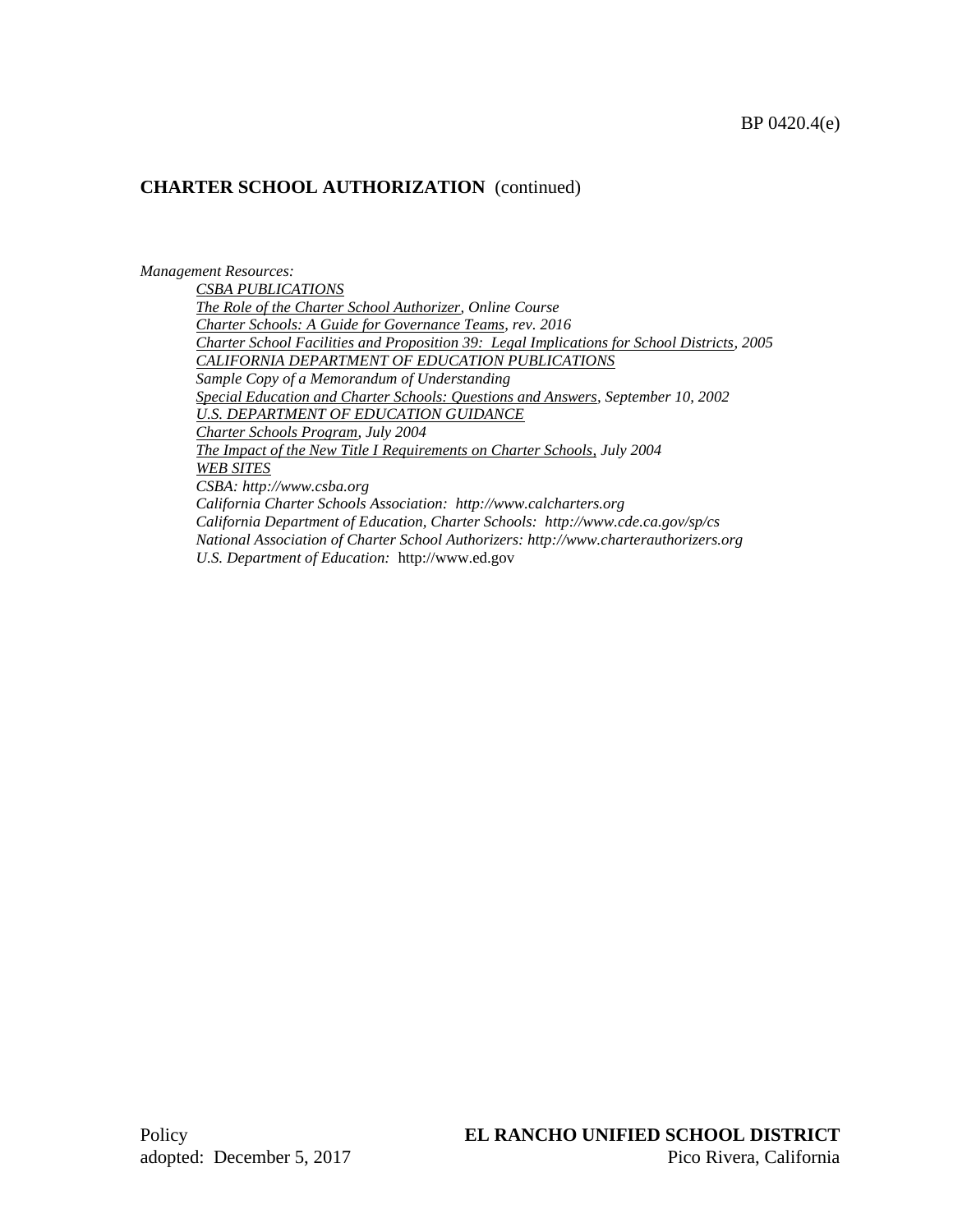## CHARTER SCHOOL AUTHORIZATION (continued)

*Management Resources:*

*CSBA PUBLICATIONS*
*The Role of the Charter School Authorizer, Online Course*
*Charter Schools: A Guide for Governance Teams, rev. 2016*
*Charter School Facilities and Proposition 39: Legal Implications for School Districts, 2005*
*CALIFORNIA DEPARTMENT OF EDUCATION PUBLICATIONS*
*Sample Copy of a Memorandum of Understanding*
*Special Education and Charter Schools: Questions and Answers, September 10, 2002*
*U.S. DEPARTMENT OF EDUCATION GUIDANCE*
*Charter Schools Program, July 2004*
*The Impact of the New Title I Requirements on Charter Schools, July 2004*
*WEB SITES*
*CSBA: http://www.csba.org*
*California Charter Schools Association: http://www.calcharters.org*
*California Department of Education, Charter Schools: http://www.cde.ca.gov/sp/cs*
*National Association of Charter School Authorizers: http://www.charterauthorizers.org*
*U.S. Department of Education:* http://www.ed.gov

Policy
adopted: December 5, 2017

**EL RANCHO UNIFIED SCHOOL DISTRICT**
Pico Rivera, California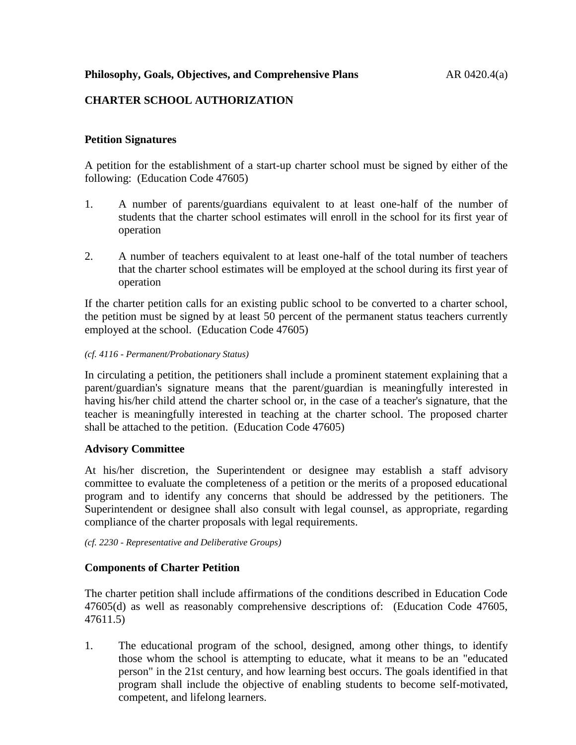**Philosophy, Goals, Objectives, and Comprehensive Plans** AR 0420.4(a)

## CHARTER SCHOOL AUTHORIZATION

### Petition Signatures

A petition for the establishment of a start-up charter school must be signed by either of the following: (Education Code 47605)

1. A number of parents/guardians equivalent to at least one-half of the number of students that the charter school estimates will enroll in the school for its first year of operation

2. A number of teachers equivalent to at least one-half of the total number of teachers that the charter school estimates will be employed at the school during its first year of operation

If the charter petition calls for an existing public school to be converted to a charter school, the petition must be signed by at least 50 percent of the permanent status teachers currently employed at the school. (Education Code 47605)

*(cf. 4116 - Permanent/Probationary Status)*

In circulating a petition, the petitioners shall include a prominent statement explaining that a parent/guardian's signature means that the parent/guardian is meaningfully interested in having his/her child attend the charter school or, in the case of a teacher's signature, that the teacher is meaningfully interested in teaching at the charter school. The proposed charter shall be attached to the petition. (Education Code 47605)

### Advisory Committee

At his/her discretion, the Superintendent or designee may establish a staff advisory committee to evaluate the completeness of a petition or the merits of a proposed educational program and to identify any concerns that should be addressed by the petitioners. The Superintendent or designee shall also consult with legal counsel, as appropriate, regarding compliance of the charter proposals with legal requirements.

*(cf. 2230 - Representative and Deliberative Groups)*

### Components of Charter Petition

The charter petition shall include affirmations of the conditions described in Education Code 47605(d) as well as reasonably comprehensive descriptions of: (Education Code 47605, 47611.5)

1. The educational program of the school, designed, among other things, to identify those whom the school is attempting to educate, what it means to be an "educated person" in the 21st century, and how learning best occurs. The goals identified in that program shall include the objective of enabling students to become self-motivated, competent, and lifelong learners.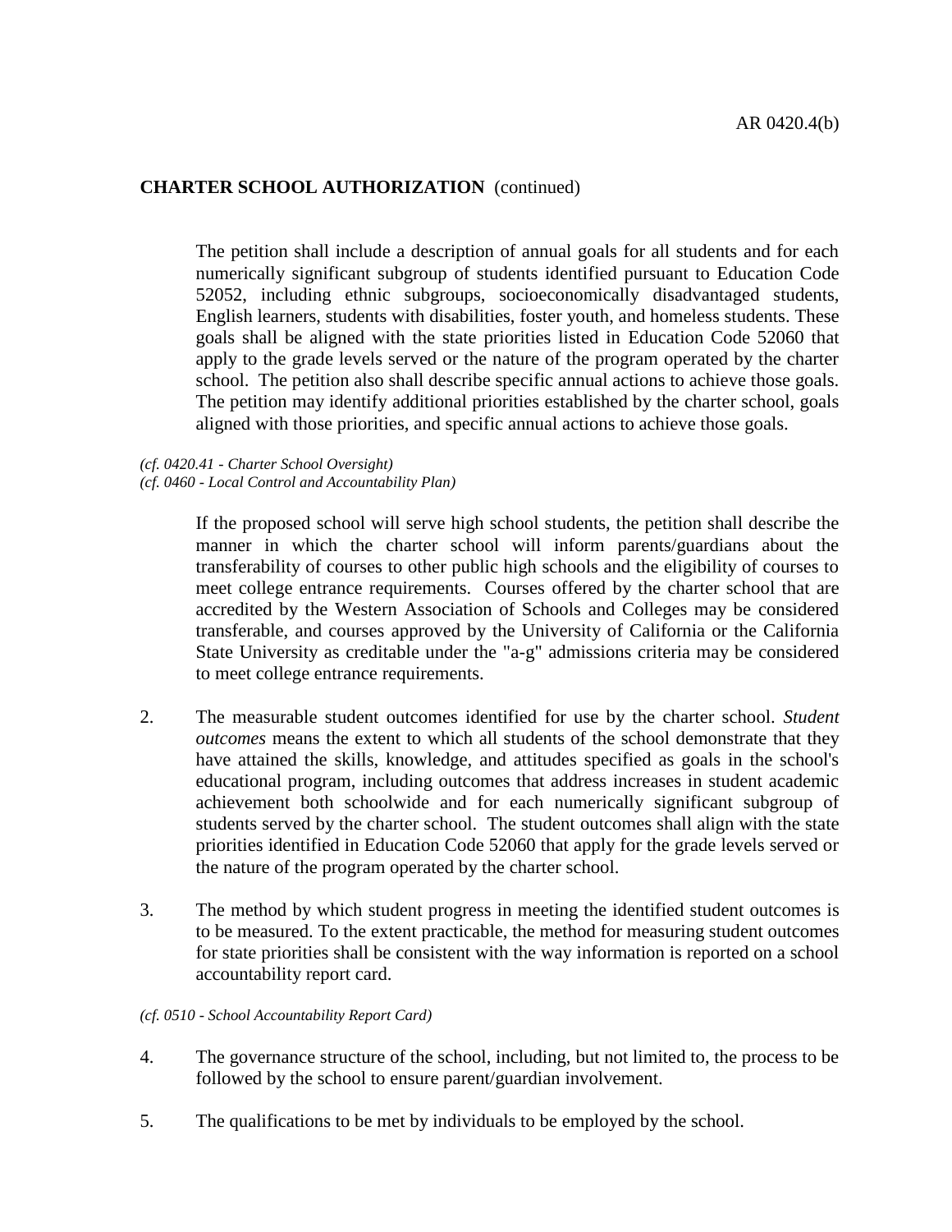**CHARTER SCHOOL AUTHORIZATION** (continued)

The petition shall include a description of annual goals for all students and for each numerically significant subgroup of students identified pursuant to Education Code 52052, including ethnic subgroups, socioeconomically disadvantaged students, English learners, students with disabilities, foster youth, and homeless students. These goals shall be aligned with the state priorities listed in Education Code 52060 that apply to the grade levels served or the nature of the program operated by the charter school. The petition also shall describe specific annual actions to achieve those goals. The petition may identify additional priorities established by the charter school, goals aligned with those priorities, and specific annual actions to achieve those goals.

*(cf. 0420.41 - Charter School Oversight)*
*(cf. 0460 - Local Control and Accountability Plan)*

If the proposed school will serve high school students, the petition shall describe the manner in which the charter school will inform parents/guardians about the transferability of courses to other public high schools and the eligibility of courses to meet college entrance requirements. Courses offered by the charter school that are accredited by the Western Association of Schools and Colleges may be considered transferable, and courses approved by the University of California or the California State University as creditable under the "a-g" admissions criteria may be considered to meet college entrance requirements.

2. The measurable student outcomes identified for use by the charter school. *Student outcomes* means the extent to which all students of the school demonstrate that they have attained the skills, knowledge, and attitudes specified as goals in the school's educational program, including outcomes that address increases in student academic achievement both schoolwide and for each numerically significant subgroup of students served by the charter school. The student outcomes shall align with the state priorities identified in Education Code 52060 that apply for the grade levels served or the nature of the program operated by the charter school.

3. The method by which student progress in meeting the identified student outcomes is to be measured. To the extent practicable, the method for measuring student outcomes for state priorities shall be consistent with the way information is reported on a school accountability report card.

*(cf. 0510 - School Accountability Report Card)*

4. The governance structure of the school, including, but not limited to, the process to be followed by the school to ensure parent/guardian involvement.

5. The qualifications to be met by individuals to be employed by the school.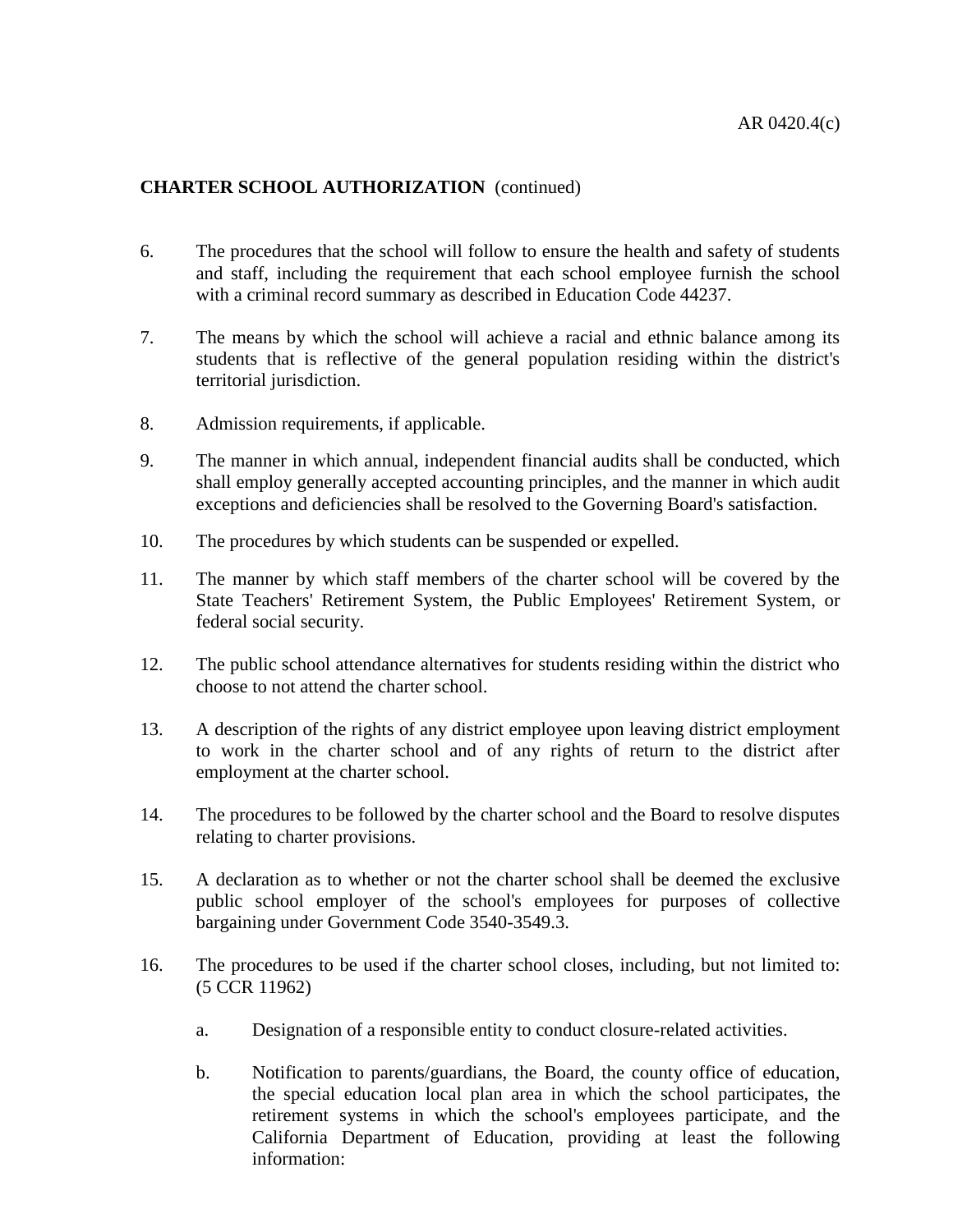**CHARTER SCHOOL AUTHORIZATION** (continued)

6. The procedures that the school will follow to ensure the health and safety of students and staff, including the requirement that each school employee furnish the school with a criminal record summary as described in Education Code 44237.

7. The means by which the school will achieve a racial and ethnic balance among its students that is reflective of the general population residing within the district's territorial jurisdiction.

8. Admission requirements, if applicable.

9. The manner in which annual, independent financial audits shall be conducted, which shall employ generally accepted accounting principles, and the manner in which audit exceptions and deficiencies shall be resolved to the Governing Board's satisfaction.

10. The procedures by which students can be suspended or expelled.

11. The manner by which staff members of the charter school will be covered by the State Teachers' Retirement System, the Public Employees' Retirement System, or federal social security.

12. The public school attendance alternatives for students residing within the district who choose to not attend the charter school.

13. A description of the rights of any district employee upon leaving district employment to work in the charter school and of any rights of return to the district after employment at the charter school.

14. The procedures to be followed by the charter school and the Board to resolve disputes relating to charter provisions.

15. A declaration as to whether or not the charter school shall be deemed the exclusive public school employer of the school's employees for purposes of collective bargaining under Government Code 3540-3549.3.

16. The procedures to be used if the charter school closes, including, but not limited to: (5 CCR 11962)

    a. Designation of a responsible entity to conduct closure-related activities.

    b. Notification to parents/guardians, the Board, the county office of education, the special education local plan area in which the school participates, the retirement systems in which the school's employees participate, and the California Department of Education, providing at least the following information: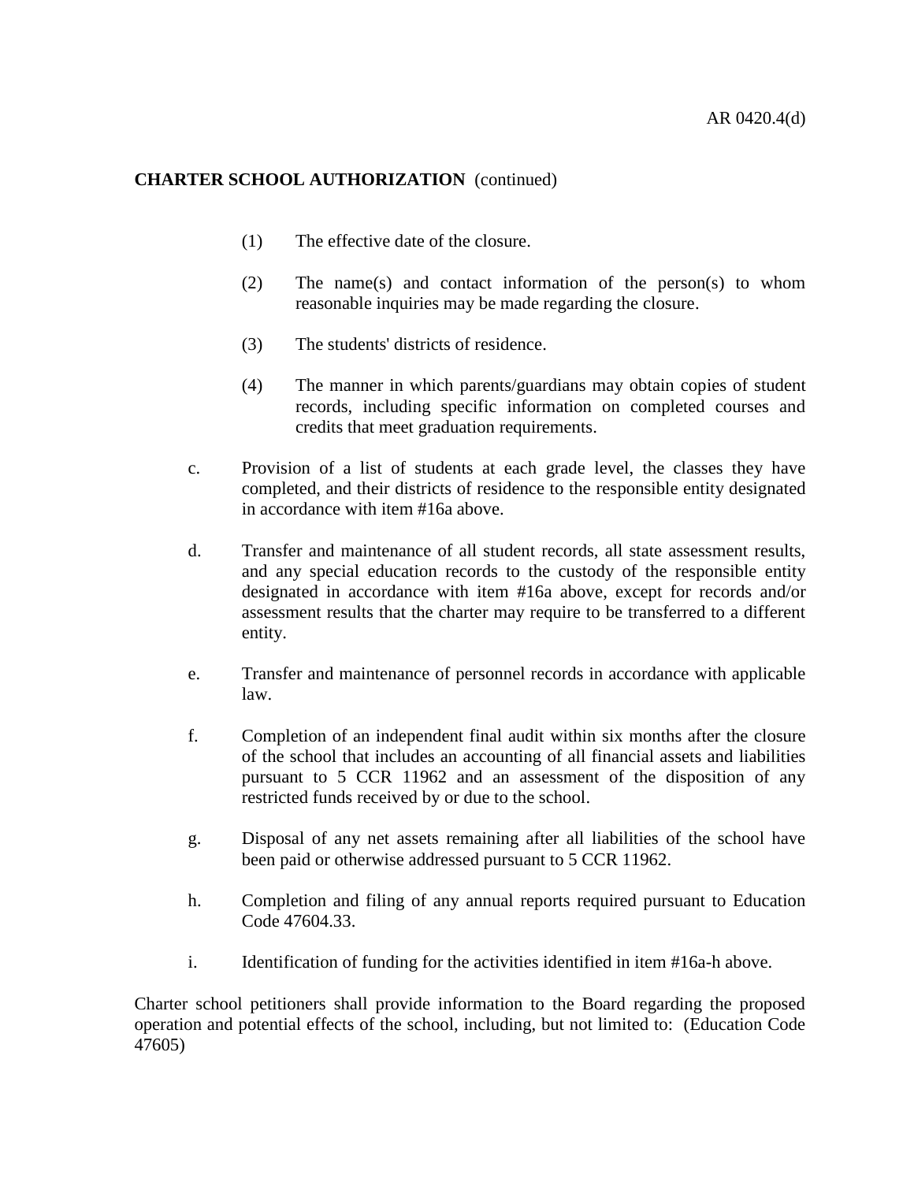**CHARTER SCHOOL AUTHORIZATION** (continued)

(1) The effective date of the closure.

(2) The name(s) and contact information of the person(s) to whom reasonable inquiries may be made regarding the closure.

(3) The students' districts of residence.

(4) The manner in which parents/guardians may obtain copies of student records, including specific information on completed courses and credits that meet graduation requirements.

c. Provision of a list of students at each grade level, the classes they have completed, and their districts of residence to the responsible entity designated in accordance with item #16a above.

d. Transfer and maintenance of all student records, all state assessment results, and any special education records to the custody of the responsible entity designated in accordance with item #16a above, except for records and/or assessment results that the charter may require to be transferred to a different entity.

e. Transfer and maintenance of personnel records in accordance with applicable law.

f. Completion of an independent final audit within six months after the closure of the school that includes an accounting of all financial assets and liabilities pursuant to 5 CCR 11962 and an assessment of the disposition of any restricted funds received by or due to the school.

g. Disposal of any net assets remaining after all liabilities of the school have been paid or otherwise addressed pursuant to 5 CCR 11962.

h. Completion and filing of any annual reports required pursuant to Education Code 47604.33.

i. Identification of funding for the activities identified in item #16a-h above.

Charter school petitioners shall provide information to the Board regarding the proposed operation and potential effects of the school, including, but not limited to: (Education Code 47605)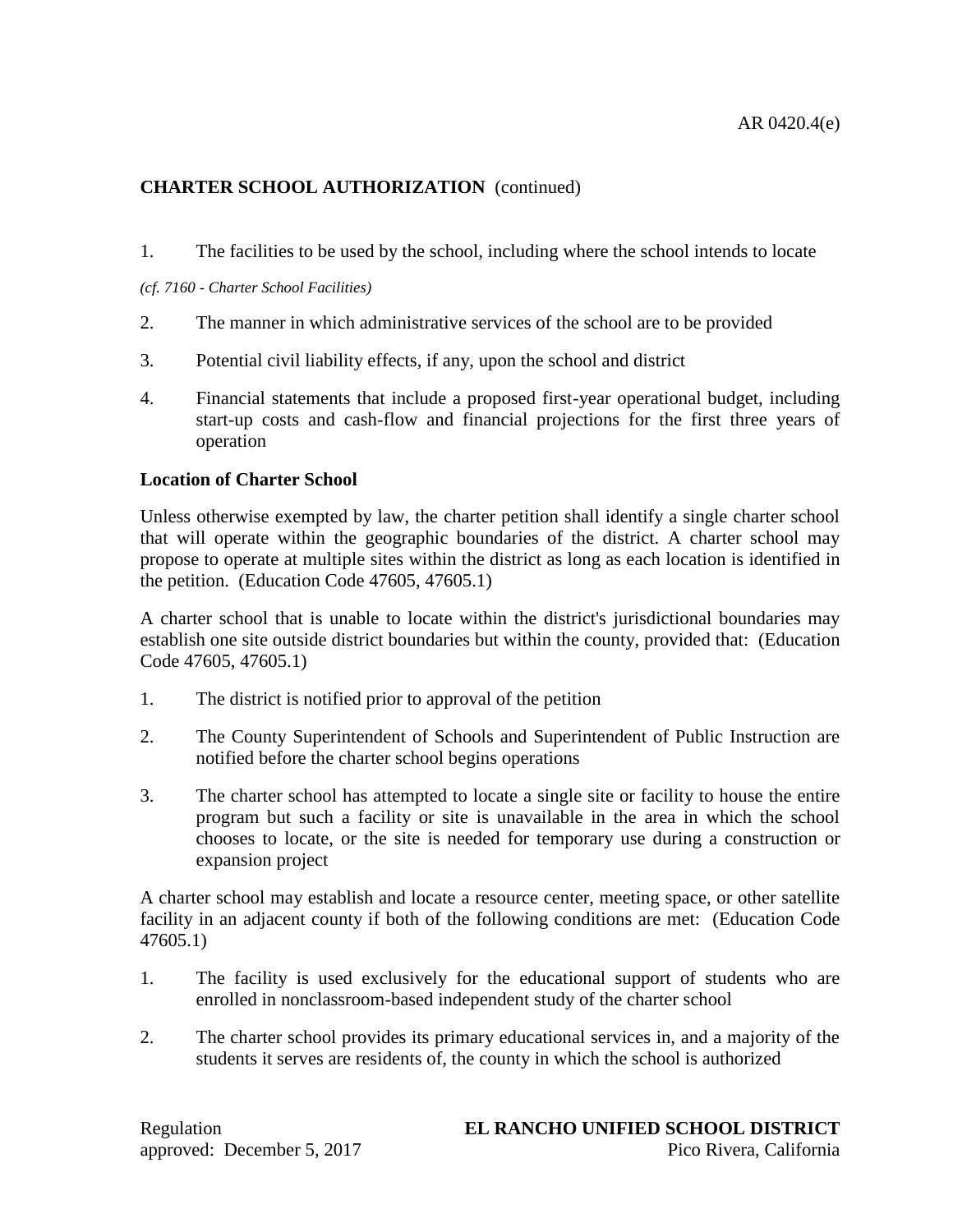1. The facilities to be used by the school, including where the school intends to locate

*(cf. 7160 - Charter School Facilities)*

2. The manner in which administrative services of the school are to be provided

3. Potential civil liability effects, if any, upon the school and district

4. Financial statements that include a proposed first-year operational budget, including start-up costs and cash-flow and financial projections for the first three years of operation

**Location of Charter School**

Unless otherwise exempted by law, the charter petition shall identify a single charter school that will operate within the geographic boundaries of the district. A charter school may propose to operate at multiple sites within the district as long as each location is identified in the petition. (Education Code 47605, 47605.1)

A charter school that is unable to locate within the district's jurisdictional boundaries may establish one site outside district boundaries but within the county, provided that: (Education Code 47605, 47605.1)

1. The district is notified prior to approval of the petition

2. The County Superintendent of Schools and Superintendent of Public Instruction are notified before the charter school begins operations

3. The charter school has attempted to locate a single site or facility to house the entire program but such a facility or site is unavailable in the area in which the school chooses to locate, or the site is needed for temporary use during a construction or expansion project

A charter school may establish and locate a resource center, meeting space, or other satellite facility in an adjacent county if both of the following conditions are met: (Education Code 47605.1)

1. The facility is used exclusively for the educational support of students who are enrolled in nonclassroom-based independent study of the charter school

2. The charter school provides its primary educational services in, and a majority of the students it serves are residents of, the county in which the school is authorized

Regulation approved: December 5, 2017

**EL RANCHO UNIFIED SCHOOL DISTRICT**
Pico Rivera, California